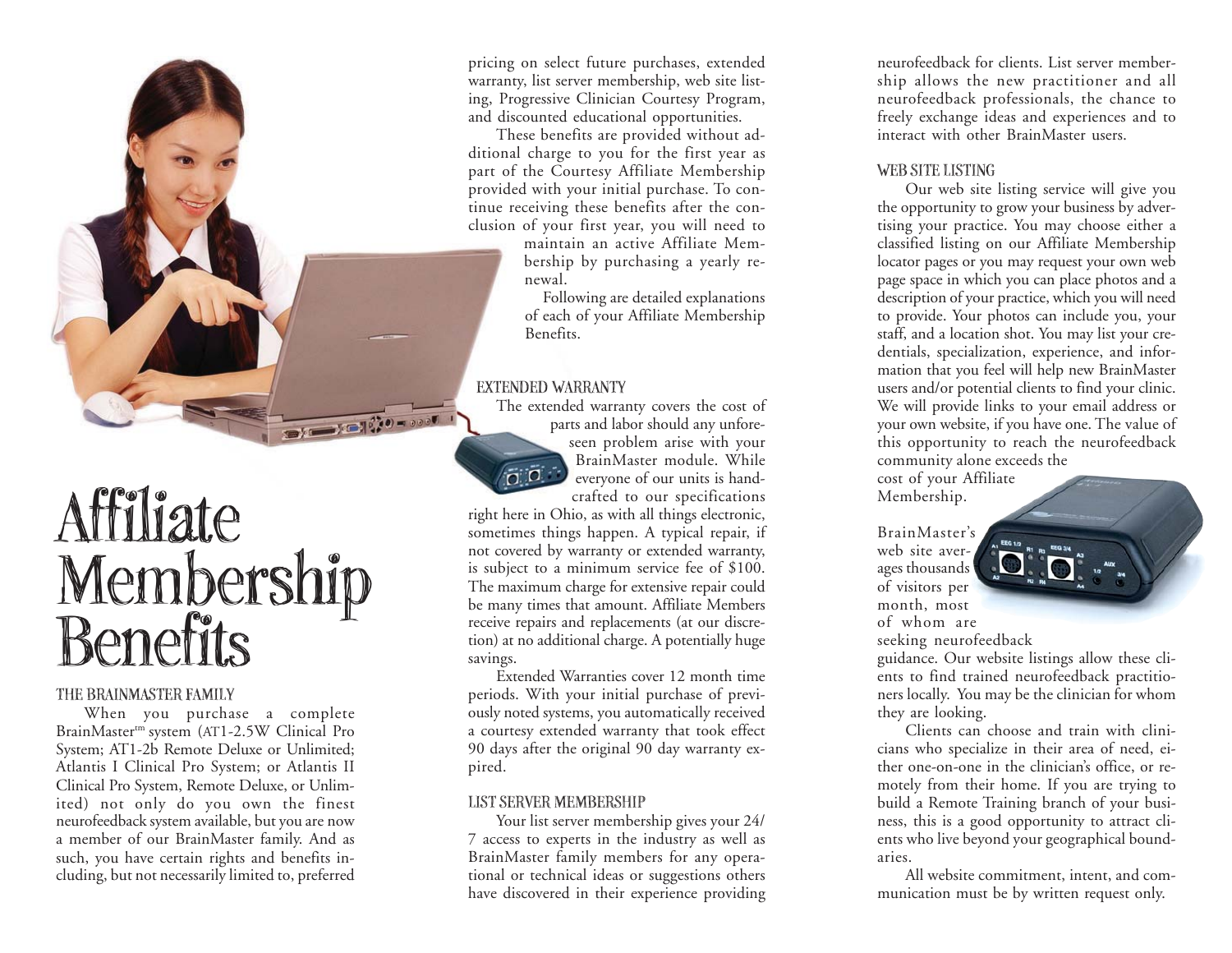# Affiliate Membership Benefits

## THE BRAINMASTER FAMILY

When you purchase a complete BrainMaster™ system (AT1-2.5W Clinical Pro System; AT1-2b Remote Deluxe or Unlimited; Atlantis I Clinical Pro System; or Atlantis II Clinical Pro System, Remote Deluxe, or Unlimited) not only do you own the finest neurofeedback system available, but you are now a member of our BrainMaster family. And as such, you have certain rights and benefits including, but not necessarily limited to, preferred pricing on select future purchases, extended warranty, list server membership, web site listing, Progressive Clinician Courtesy Program, and discounted educational opportunities.

These benefits are provided without additional charge to you for the first year as part of the Courtesy Affiliate Membership provided with your initial purchase. To continue receiving these benefits after the conclusion of your first year, you will need to maintain an active Affiliate Membership by purchasing a yearly renewal.

Following are detailed explanations of each of your Affiliate Membership Benefits.

## EXTENDED WARRANTY

The extended warranty covers the cost of parts and labor should any unforeseen problem arise with your BrainMaster module. While everyone of our units is handcrafted to our specifications right here in Ohio, as with all things electronic, sometimes things happen. A typical repair, if not covered by warranty or extended warranty, is subject to a minimum service fee of $100. The maximum charge for extensive repair could be many times that amount. Affiliate Members receive repairs and replacements (at our discretion) at no additional charge. A potentially huge savings.

Extended Warranties cover 12 month time periods. With your initial purchase of previously noted systems, you automatically received a courtesy extended warranty that took effect 90 days after the original 90 day warranty expired.

## LIST SERVER MEMBERSHIP

Your list server membership gives your 24/7 access to experts in the industry as well as BrainMaster family members for any operational or technical ideas or suggestions others have discovered in their experience providing neurofeedback for clients. List server membership allows the new practitioner and all neurofeedback professionals, the chance to freely exchange ideas and experiences and to interact with other BrainMaster users.

## WEB SITE LISTING

Our web site listing service will give you the opportunity to grow your business by advertising your practice. You may choose either a classified listing on our Affiliate Membership locator pages or you may request your own web page space in which you can place photos and a description of your practice, which you will need to provide. Your photos can include you, your staff, and a location shot. You may list your credentials, specialization, experience, and information that you feel will help new BrainMaster users and/or potential clients to find your clinic. We will provide links to your email address or your own website, if you have one. The value of this opportunity to reach the neurofeedback community alone exceeds the cost of your Affiliate Membership.

BrainMaster's web site averages thousands of visitors per month, most of whom are seeking neurofeedback guidance. Our website listings allow these clients to find trained neurofeedback practitioners locally. You may be the clinician for whom they are looking.

Clients can choose and train with clinicians who specialize in their area of need, either one-on-one in the clinician's office, or remotely from their home. If you are trying to build a Remote Training branch of your business, this is a good opportunity to attract clients who live beyond your geographical boundaries.

All website commitment, intent, and communication must be by written request only.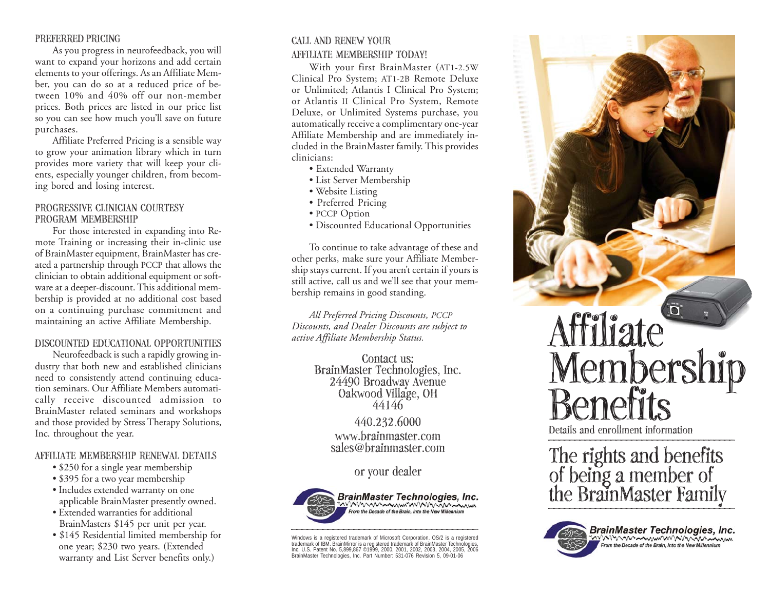## PREFERRED PRICING

As you progress in neurofeedback, you will want to expand your horizons and add certain elements to your offerings. As an Affiliate Member, you can do so at a reduced price of between 10% and 40% off our non-member prices. Both prices are listed in our price list so you can see how much you'll save on future purchases.

Affiliate Preferred Pricing is a sensible way to grow your animation library which in turn provides more variety that will keep your clients, especially younger children, from becoming bored and losing interest.

## PROGRESSIVE CLINICIAN COURTESY PROGRAM MEMBERSHIP

For those interested in expanding into Remote Training or increasing their in-clinic use of BrainMaster equipment, BrainMaster has created a partnership through PCCP that allows the clinician to obtain additional equipment or software at a deeper-discount. This additional membership is provided at no additional cost based on a continuing purchase commitment and maintaining an active Affiliate Membership.

## DISCOUNTED EDUCATIONAL OPPORTUNITIES

Neurofeedback is such a rapidly growing industry that both new and established clinicians need to consistently attend continuing education seminars. Our Affiliate Members automatically receive discounted admission to BrainMaster related seminars and workshops and those provided by Stress Therapy Solutions, Inc. throughout the year.

## AFFILIATE MEMBERSHIP RENEWAL DETAILS

- $250 for a single year membership
- $395 for a two year membership
- Includes extended warranty on one applicable BrainMaster presently owned.
- Extended warranties for additional BrainMasters $145 per unit per year.
- $145 Residential limited membership for one year; $230 two years. (Extended warranty and List Server benefits only.)

## CALL AND RENEW YOUR AFFILIATE MEMBERSHIP TODAY!

With your first BrainMaster (AT1-2.5W Clinical Pro System; AT1-2B Remote Deluxe or Unlimited; Atlantis I Clinical Pro System; or Atlantis II Clinical Pro System, Remote Deluxe, or Unlimited Systems purchase, you automatically receive a complimentary one-year Affiliate Membership and are immediately included in the BrainMaster family. This provides clinicians:

- Extended Warranty
- List Server Membership
- Website Listing
- Preferred Pricing
- PCCP Option
- Discounted Educational Opportunities

To continue to take advantage of these and other perks, make sure your Affiliate Membership stays current. If you aren't certain if yours is still active, call us and we'll see that your membership remains in good standing.

*All Preferred Pricing Discounts, PCCP Discounts, and Dealer Discounts are subject to active Affiliate Membership Status.*

Contact us:
BrainMaster Technologies, Inc.
24490 Broadway Avenue
Oakwood Village, OH
44146

440.232.6000
www.brainmaster.com
sales@brainmaster.com

or your dealer

BrainMaster Technologies, Inc.
From the Decade of the Brain, Into the New Millennium

Windows is a registered trademark of Microsoft Corporation. OS/2 is a registered trademark of IBM. BrainMirror is a registered trademark of BrainMaster Technologies, Inc. U.S. Patent No. 5,899,867 ©1999, 2000, 2001, 2002, 2003, 2004, 2005, 2006 BrainMaster Technologies, Inc. Part Number: 531-076 Revision 5, 09-01-06

# Affiliate Membership Benefits

Details and enrollment information

## The rights and benefits of being a member of the BrainMaster Family

BrainMaster Technologies, Inc.
From the Decade of the Brain, Into the New Millennium